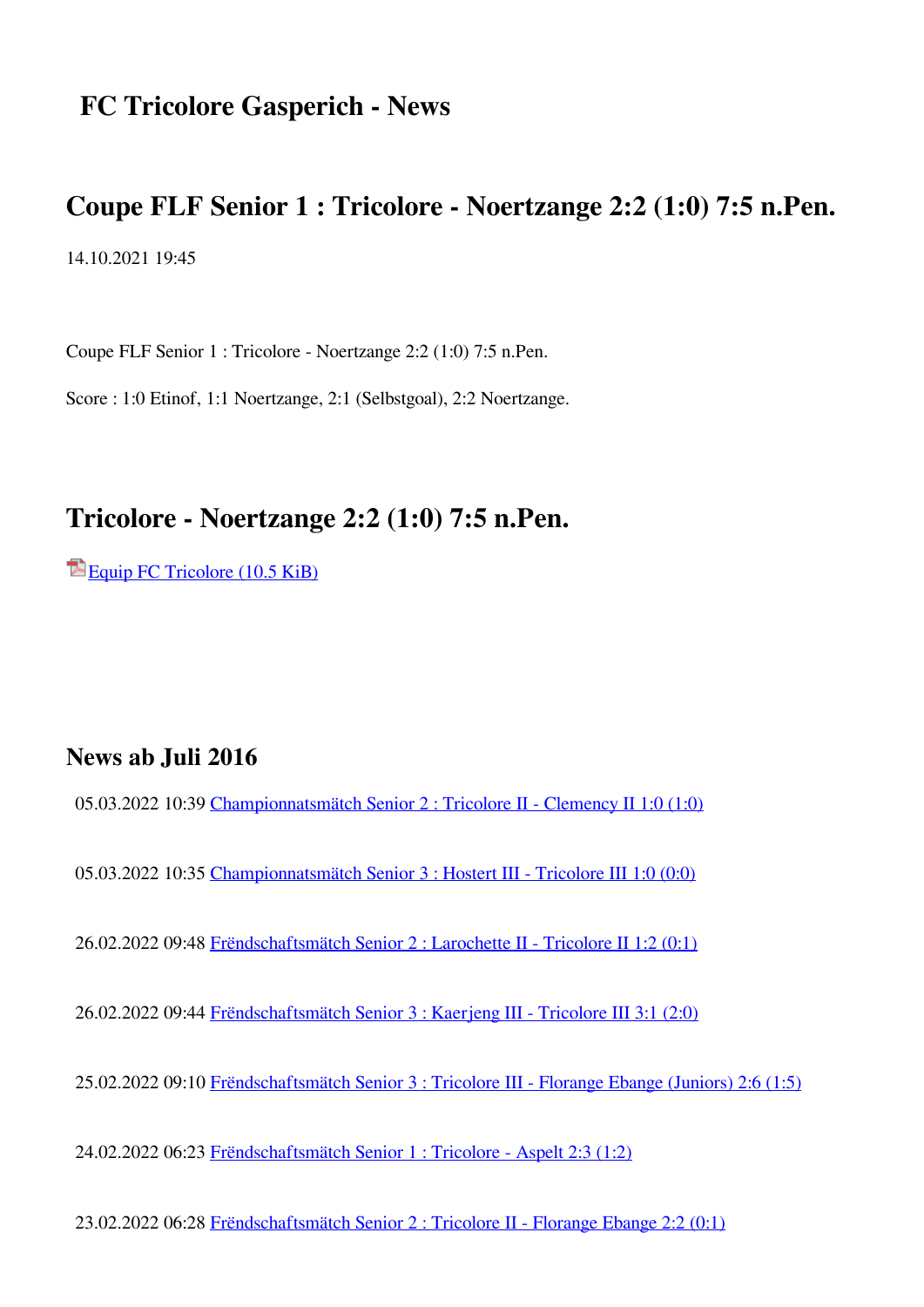# FC Tricolore Gasperich - News

## Coupe FLF Senior 1 : Tricolore - Noertzange 2:2 (1:0) 7:5 n.Pen.

14.10.2021 19:45

Coupe FLF Senior 1 : Tricolore - Noertzange 2:2 (1:0) 7:5 n.Pen.

Score : 1:0 Etinof, 1:1 Noertzange, 2:1 (Selbstgoal), 2:2 Noertzange.

## Tricolore - Noertzange 2:2 (1:0) 7:5 n.Pen.

Equip FC Tricolore (10.5 KiB)

### News ab Juli 2016

05.03.2022 10:39 Championnatsmätch Senior 2 : Tricolore II - Clemency II 1:0 (1:0)

05.03.2022 10:35 Championnatsmätch Senior 3 : Hostert III - Tricolore III 1:0 (0:0)

26.02.2022 09:48 Frëndschaftsmätch Senior 2 : Larochette II - Tricolore II 1:2 (0:1)

26.02.2022 09:44 Frëndschaftsmätch Senior 3 : Kaerjeng III - Tricolore III 3:1 (2:0)

25.02.2022 09:10 Frëndschaftsmätch Senior 3 : Tricolore III - Florange Ebange (Juniors) 2:6 (1:5)

24.02.2022 06:23 Frëndschaftsmätch Senior 1 : Tricolore - Aspelt 2:3 (1:2)

23.02.2022 06:28 Frëndschaftsmätch Senior 2 : Tricolore II - Florange Ebange 2:2 (0:1)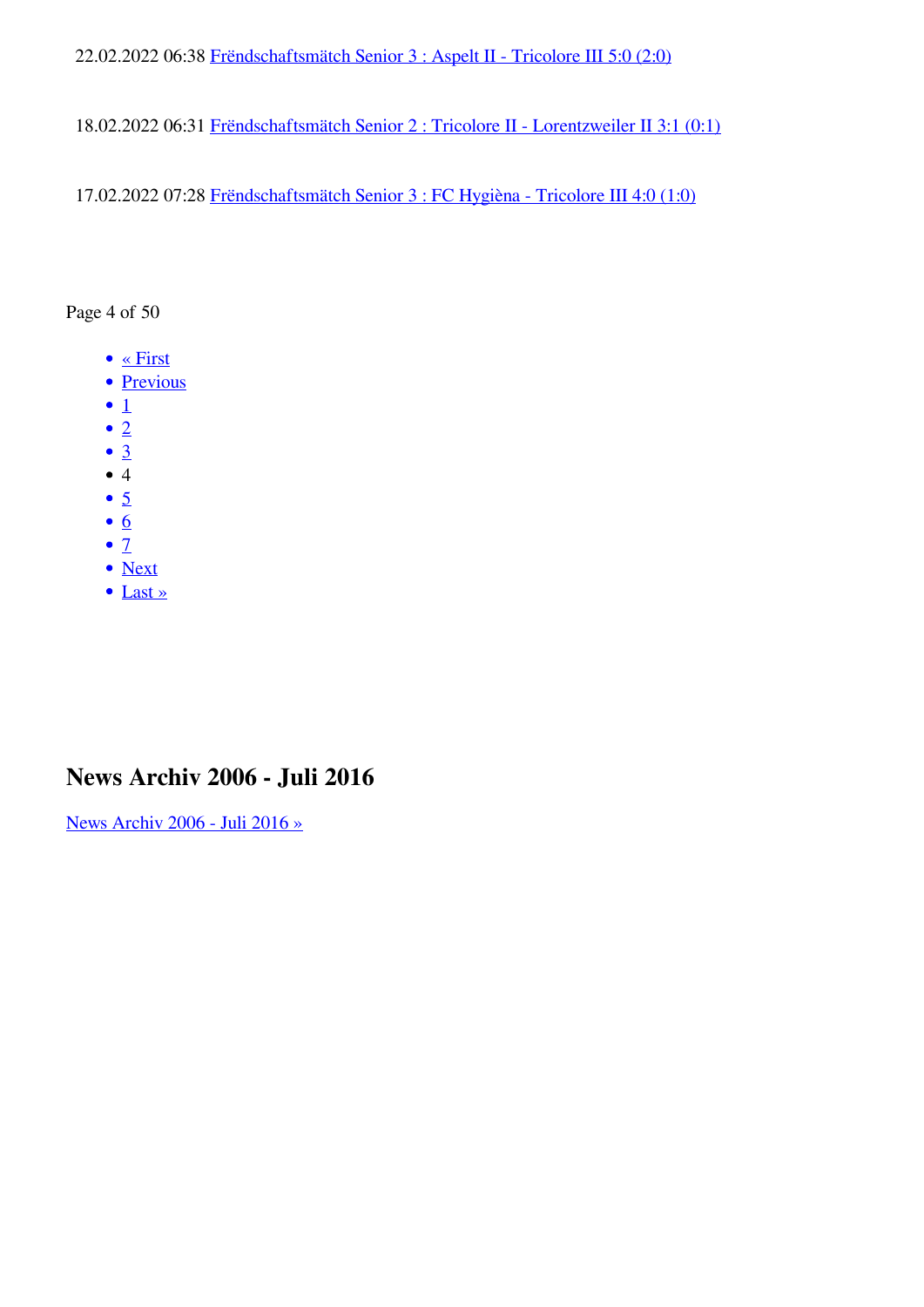22.02.2022 06:38 Frëndschaftsmätch Senior 3 : Aspelt II - Tricolore III 5:0 (2:0)

18.02.2022 06:31 Frëndschaftsmätch Senior 2 : Tricolore II - Lorentzweiler II 3:1 (0:1)

17.02.2022 07:28 Frëndschaftsmätch Senior 3 : FC Hygièna - Tricolore III 4:0 (1:0)

Page 4 of 50

- « First
- Previous
- 1
- 2
- 3
- 4
- 5
- 6
- 7
- Next
- Last »

## News Archiv 2006 - Juli 2016

News Archiv 2006 - Juli 2016 »